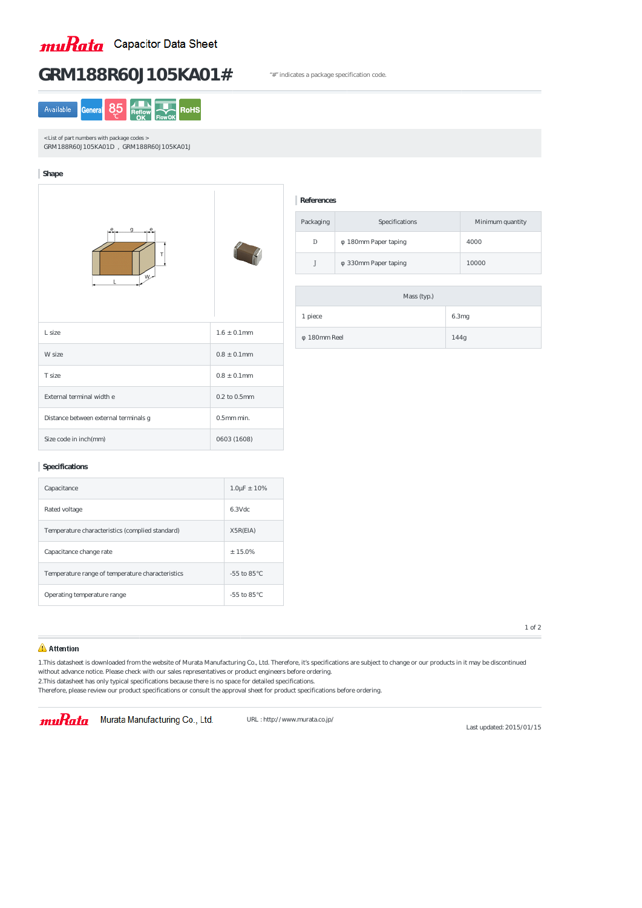muRata Capacitor Data Sheet

# GRM188R60J105KA01#

"#" indicates a package specification code.

Available | General | 85°C | Reflow OK | Flow OK | RoHS

<List of part numbers with package codes >
GRM188R60J105KA01D , GRM188R60J105KA01J

## Shape

| | |
|---|---|
| L size | 1.6 ± 0.1mm |
| W size | 0.8 ± 0.1mm |
| T size | 0.8 ± 0.1mm |
| External terminal width e | 0.2 to 0.5mm |
| Distance between external terminals g | 0.5mm min. |
| Size code in inch(mm) | 0603 (1608) |

## References

| Packaging | Specifications | Minimum quantity |
|---|---|---|
| D | φ 180mm Paper taping | 4000 |
| J | φ 330mm Paper taping | 10000 |

| Mass (typ.) | |
|---|---|
| 1 piece | 6.3mg |
| φ 180mm Reel | 144g |

## Specifications

| | |
|---|---|
| Capacitance | 1.0μF ± 10% |
| Rated voltage | 6.3Vdc |
| Temperature characteristics (complied standard) | X5R(EIA) |
| Capacitance change rate | ± 15.0% |
| Temperature range of temperature characteristics | -55 to 85°C |
| Operating temperature range | -55 to 85°C |

### Attention

1.This datasheet is downloaded from the website of Murata Manufacturing Co., Ltd. Therefore, it's specifications are subject to change or our products in it may be discontinued without advance notice. Please check with our sales representatives or product engineers before ordering.
2.This datasheet has only typical specifications because there is no space for detailed specifications.
Therefore, please review our product specifications or consult the approval sheet for product specifications before ordering.

muRata Murata Manufacturing Co., Ltd. URL : http://www.murata.co.jp/

Last updated: 2015/01/15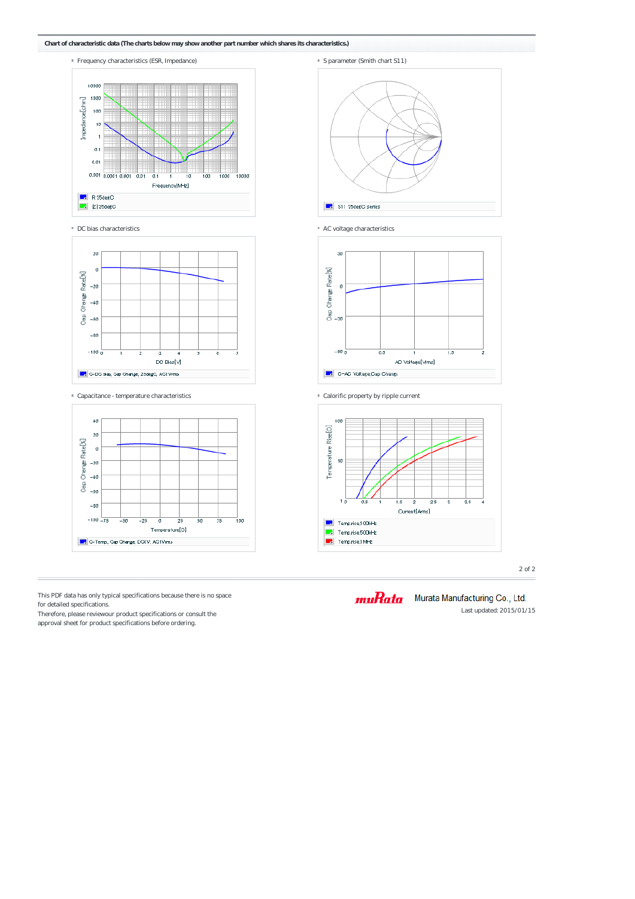**Chart of characteristic data (The charts below may show another part number which shares its characteristics.)**

- Frequency characteristics (ESR, Impedance)

Impedance[ohm]
10000
1000
100
10
1
0.1
0.01
0.001
0.0001 0.001 0.01 0.1 1 10 100 1000 10000
Frequency[MHz]
R 25degC
|Z| 25degC

- S parameter (Smith chart S11)

S11 25degC series

- DC bias characteristics

Cap. Change Rate[%]
20
0
-20
-40
-60
-80
-100
0 1 2 3 4 5 6 7
DC Bias[V]
C-DC bias, Cap Change, 25degC, AC1Vrms

- AC voltage characteristics

Cap. Change Rate[%]
30
0
-30
-60
0 0.5 1 1.5 2
AC Voltage[Vrms]
C-AC Voltage,Cap Change

- Capacitance - temperature characteristics

Cap. Change Rate[%]
40
20
0
-20
-40
-60
-80
-100
-75 -50 -25 0 25 50 75 100
Temperature[C]
C-Temp., Cap Change, DC0V, AC1Vrms

- Calorific property by ripple current

Temperature Rise[C]
100
10
1
0 0.5 1 1.5 2 2.5 3 3.5 4
Current[Arms]
Temp.rise,100kHz
Temp.rise,500kHz
Temp.rise,1MHz

This PDF data has only typical specifications because there is no space for detailed specifications.
Therefore, please reviewour product specifications or consult the approval sheet for product specifications before ordering.

muRata Murata Manufacturing Co., Ltd.
Last updated: 2015/01/15